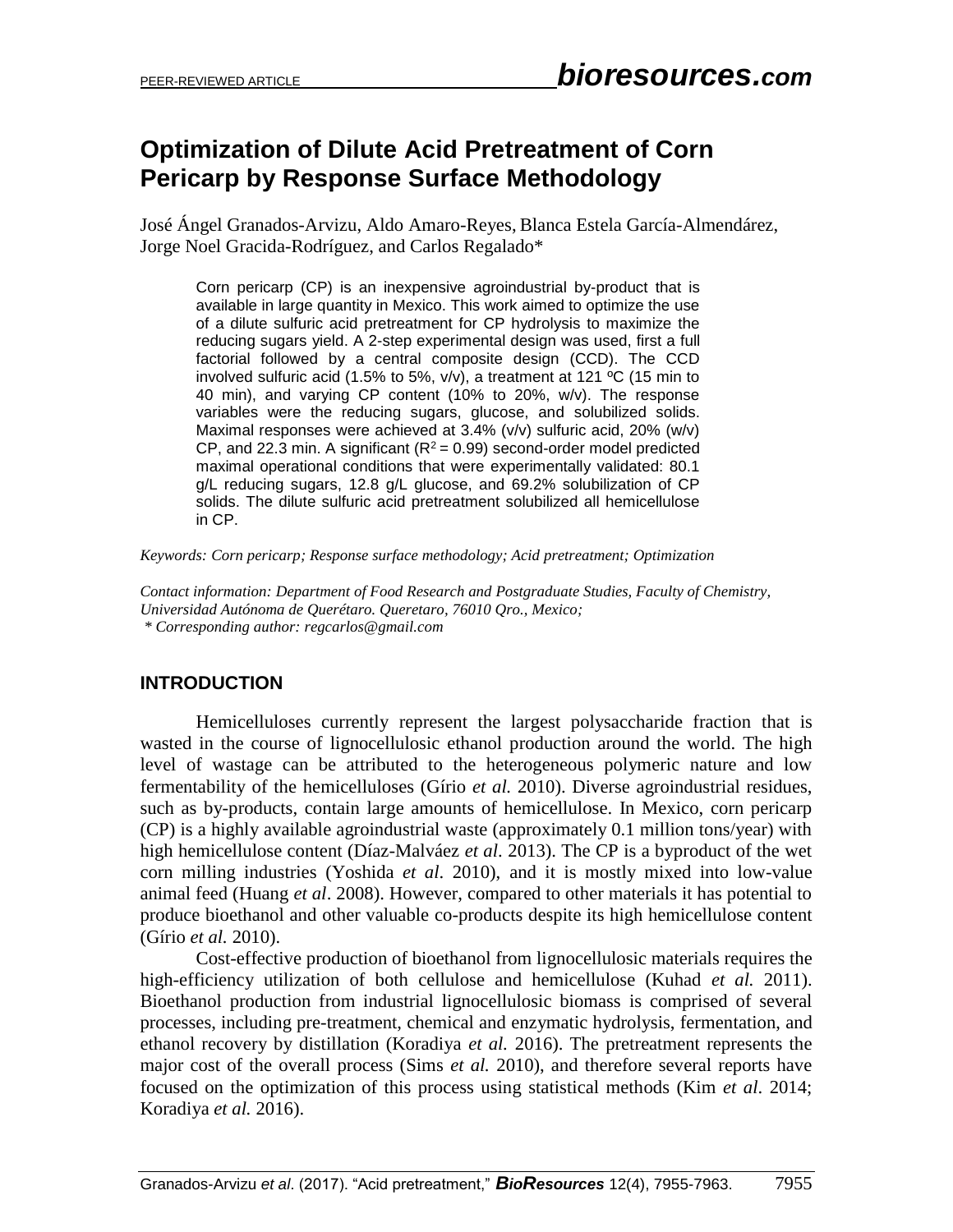# Optimization of Dilute Acid Pretreatment of Corn Pericarp by Response Surface Methodology

José Ángel Granados-Arvizu, Aldo Amaro-Reyes, Blanca Estela García-Almendárez, Jorge Noel Gracida-Rodríguez, and Carlos Regalado*

Corn pericarp (CP) is an inexpensive agroindustrial by-product that is available in large quantity in Mexico. This work aimed to optimize the use of a dilute sulfuric acid pretreatment for CP hydrolysis to maximize the reducing sugars yield. A 2-step experimental design was used, first a full factorial followed by a central composite design (CCD). The CCD involved sulfuric acid (1.5% to 5%, v/v), a treatment at 121 ºC (15 min to 40 min), and varying CP content (10% to 20%, w/v). The response variables were the reducing sugars, glucose, and solubilized solids. Maximal responses were achieved at 3.4% (v/v) sulfuric acid, 20% (w/v) CP, and 22.3 min. A significant ($R^2 = 0.99$) second-order model predicted maximal operational conditions that were experimentally validated: 80.1 g/L reducing sugars, 12.8 g/L glucose, and 69.2% solubilization of CP solids. The dilute sulfuric acid pretreatment solubilized all hemicellulose in CP.

*Keywords: Corn pericarp; Response surface methodology; Acid pretreatment; Optimization*

*Contact information: Department of Food Research and Postgraduate Studies, Faculty of Chemistry, Universidad Autónoma de Querétaro. Queretaro, 76010 Qro., Mexico;*
*\* Corresponding author: regcarlos@gmail.com*

## INTRODUCTION

Hemicelluloses currently represent the largest polysaccharide fraction that is wasted in the course of lignocellulosic ethanol production around the world. The high level of wastage can be attributed to the heterogeneous polymeric nature and low fermentability of the hemicelluloses (Gírio *et al.* 2010). Diverse agroindustrial residues, such as by-products, contain large amounts of hemicellulose. In Mexico, corn pericarp (CP) is a highly available agroindustrial waste (approximately 0.1 million tons/year) with high hemicellulose content (Díaz-Malváez *et al*. 2013). The CP is a byproduct of the wet corn milling industries (Yoshida *et al*. 2010), and it is mostly mixed into low-value animal feed (Huang *et al*. 2008). However, compared to other materials it has potential to produce bioethanol and other valuable co-products despite its high hemicellulose content (Gírio *et al.* 2010).

Cost-effective production of bioethanol from lignocellulosic materials requires the high-efficiency utilization of both cellulose and hemicellulose (Kuhad *et al.* 2011). Bioethanol production from industrial lignocellulosic biomass is comprised of several processes, including pre-treatment, chemical and enzymatic hydrolysis, fermentation, and ethanol recovery by distillation (Koradiya *et al.* 2016). The pretreatment represents the major cost of the overall process (Sims *et al.* 2010), and therefore several reports have focused on the optimization of this process using statistical methods (Kim *et al*. 2014; Koradiya *et al.* 2016).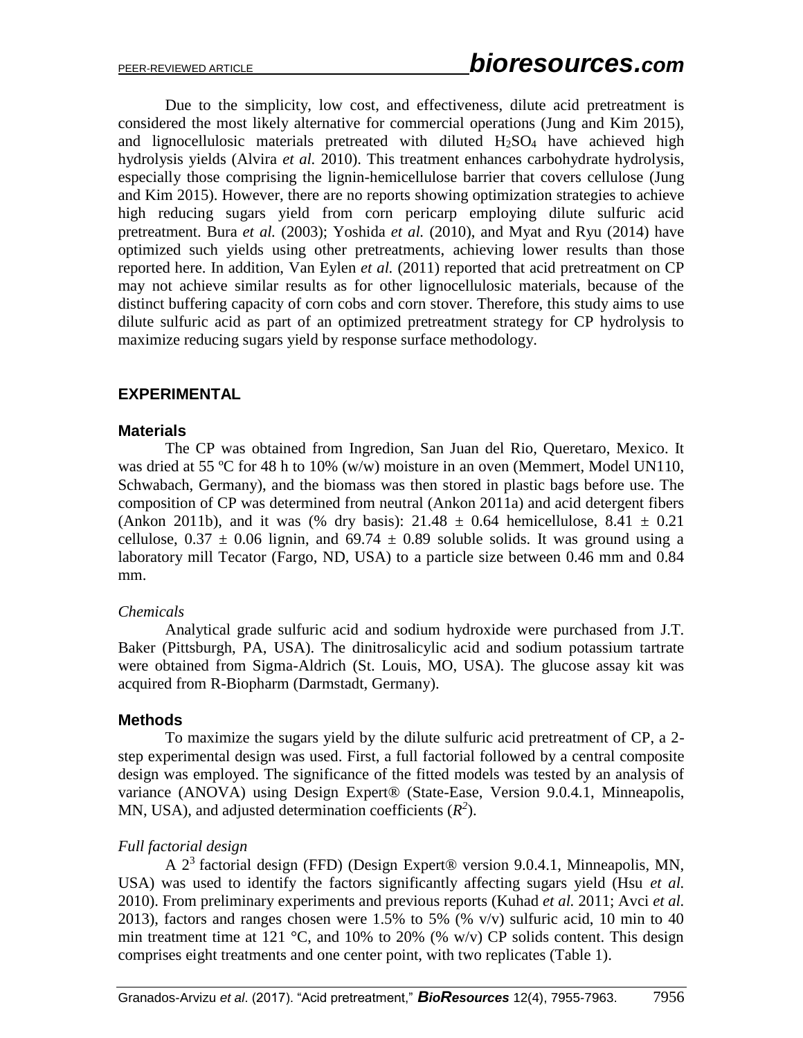Due to the simplicity, low cost, and effectiveness, dilute acid pretreatment is considered the most likely alternative for commercial operations (Jung and Kim 2015), and lignocellulosic materials pretreated with diluted $H_2SO_4$ have achieved high hydrolysis yields (Alvira *et al.* 2010). This treatment enhances carbohydrate hydrolysis, especially those comprising the lignin-hemicellulose barrier that covers cellulose (Jung and Kim 2015). However, there are no reports showing optimization strategies to achieve high reducing sugars yield from corn pericarp employing dilute sulfuric acid pretreatment. Bura *et al.* (2003); Yoshida *et al.* (2010), and Myat and Ryu (2014) have optimized such yields using other pretreatments, achieving lower results than those reported here. In addition, Van Eylen *et al.* (2011) reported that acid pretreatment on CP may not achieve similar results as for other lignocellulosic materials, because of the distinct buffering capacity of corn cobs and corn stover. Therefore, this study aims to use dilute sulfuric acid as part of an optimized pretreatment strategy for CP hydrolysis to maximize reducing sugars yield by response surface methodology.

## EXPERIMENTAL

### Materials

The CP was obtained from Ingredion, San Juan del Rio, Queretaro, Mexico. It was dried at 55 ºC for 48 h to 10% (w/w) moisture in an oven (Memmert, Model UN110, Schwabach, Germany), and the biomass was then stored in plastic bags before use. The composition of CP was determined from neutral (Ankon 2011a) and acid detergent fibers (Ankon 2011b), and it was (% dry basis): 21.48 ± 0.64 hemicellulose, 8.41 ± 0.21 cellulose, 0.37 ± 0.06 lignin, and 69.74 ± 0.89 soluble solids. It was ground using a laboratory mill Tecator (Fargo, ND, USA) to a particle size between 0.46 mm and 0.84 mm.

*Chemicals*

Analytical grade sulfuric acid and sodium hydroxide were purchased from J.T. Baker (Pittsburgh, PA, USA). The dinitrosalicylic acid and sodium potassium tartrate were obtained from Sigma-Aldrich (St. Louis, MO, USA). The glucose assay kit was acquired from R-Biopharm (Darmstadt, Germany).

### Methods

To maximize the sugars yield by the dilute sulfuric acid pretreatment of CP, a 2-step experimental design was used. First, a full factorial followed by a central composite design was employed. The significance of the fitted models was tested by an analysis of variance (ANOVA) using Design Expert® (State-Ease, Version 9.0.4.1, Minneapolis, MN, USA), and adjusted determination coefficients ($R^2$).

*Full factorial design*

A $2^3$ factorial design (FFD) (Design Expert® version 9.0.4.1, Minneapolis, MN, USA) was used to identify the factors significantly affecting sugars yield (Hsu *et al.* 2010). From preliminary experiments and previous reports (Kuhad *et al.* 2011; Avci *et al.* 2013), factors and ranges chosen were 1.5% to 5% (% v/v) sulfuric acid, 10 min to 40 min treatment time at 121 °C, and 10% to 20% (% w/v) CP solids content. This design comprises eight treatments and one center point, with two replicates (Table 1).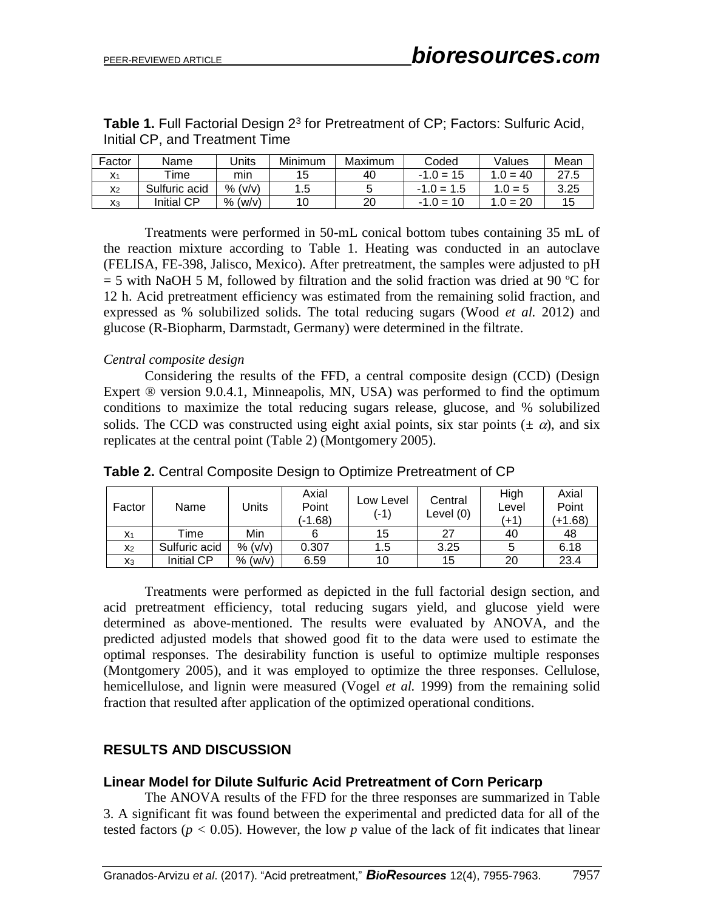**Table 1.** Full Factorial Design $2^3$ for Pretreatment of CP; Factors: Sulfuric Acid, Initial CP, and Treatment Time

| Factor | Name | Units | Minimum | Maximum | Coded | Values | Mean |
|---|---|---|---|---|---|---|---|
| $x_1$ | Time | min | 15 | 40 | -1.0 = 15 | 1.0 = 40 | 27.5 |
| $x_2$ | Sulfuric acid | % (v/v) | 1.5 | 5 | -1.0 = 1.5 | 1.0 = 5 | 3.25 |
| $x_3$ | Initial CP | % (w/v) | 10 | 20 | -1.0 = 10 | 1.0 = 20 | 15 |

Treatments were performed in 50-mL conical bottom tubes containing 35 mL of the reaction mixture according to Table 1. Heating was conducted in an autoclave (FELISA, FE-398, Jalisco, Mexico). After pretreatment, the samples were adjusted to pH = 5 with NaOH 5 M, followed by filtration and the solid fraction was dried at 90 ºC for 12 h. Acid pretreatment efficiency was estimated from the remaining solid fraction, and expressed as % solubilized solids. The total reducing sugars (Wood *et al.* 2012) and glucose (R-Biopharm, Darmstadt, Germany) were determined in the filtrate.

*Central composite design*

Considering the results of the FFD, a central composite design (CCD) (Design Expert ® version 9.0.4.1, Minneapolis, MN, USA) was performed to find the optimum conditions to maximize the total reducing sugars release, glucose, and % solubilized solids. The CCD was constructed using eight axial points, six star points ($\pm$ $\alpha$), and six replicates at the central point (Table 2) (Montgomery 2005).

**Table 2.** Central Composite Design to Optimize Pretreatment of CP

| Factor | Name | Units | Axial Point (-1.68) | Low Level (-1) | Central Level (0) | High Level (+1) | Axial Point (+1.68) |
|---|---|---|---|---|---|---|---|
| $x_1$ | Time | Min | 6 | 15 | 27 | 40 | 48 |
| $x_2$ | Sulfuric acid | % (v/v) | 0.307 | 1.5 | 3.25 | 5 | 6.18 |
| $x_3$ | Initial CP | % (w/v) | 6.59 | 10 | 15 | 20 | 23.4 |

Treatments were performed as depicted in the full factorial design section, and acid pretreatment efficiency, total reducing sugars yield, and glucose yield were determined as above-mentioned. The results were evaluated by ANOVA, and the predicted adjusted models that showed good fit to the data were used to estimate the optimal responses. The desirability function is useful to optimize multiple responses (Montgomery 2005), and it was employed to optimize the three responses. Cellulose, hemicellulose, and lignin were measured (Vogel *et al.* 1999) from the remaining solid fraction that resulted after application of the optimized operational conditions.

## RESULTS AND DISCUSSION

### Linear Model for Dilute Sulfuric Acid Pretreatment of Corn Pericarp

The ANOVA results of the FFD for the three responses are summarized in Table 3. A significant fit was found between the experimental and predicted data for all of the tested factors ($p < 0.05$). However, the low $p$ value of the lack of fit indicates that linear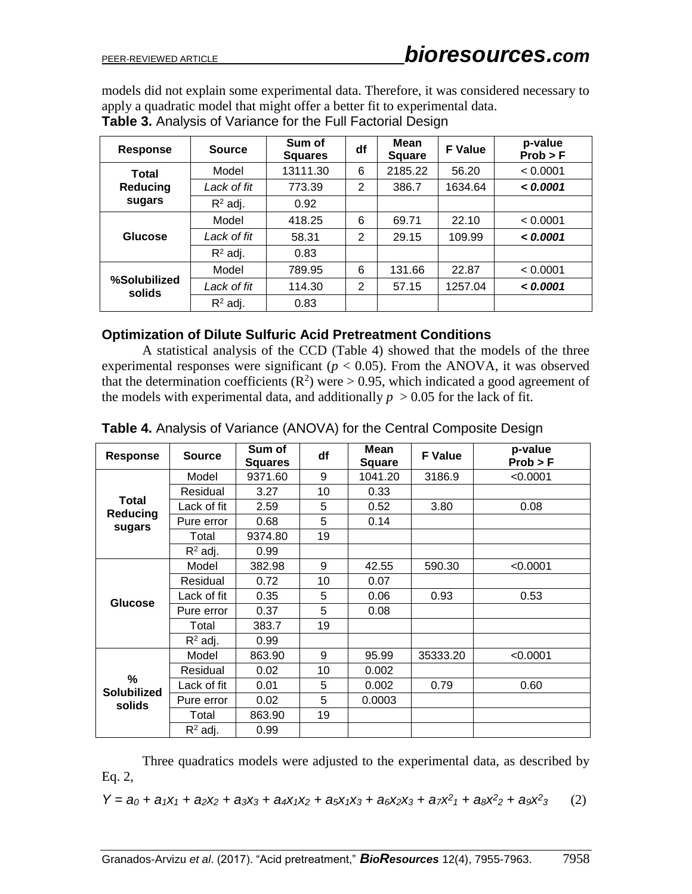models did not explain some experimental data. Therefore, it was considered necessary to apply a quadratic model that might offer a better fit to experimental data.

**Table 3.** Analysis of Variance for the Full Factorial Design

| Response | Source | Sum of Squares | df | Mean Square | F Value | p-value Prob > F |
|---|---|---|---|---|---|---|
| **Total Reducing sugars** | Model | 13111.30 | 6 | 2185.22 | 56.20 | < 0.0001 |
| | *Lack of fit* | 773.39 | 2 | 386.7 | 1634.64 | ***< 0.0001*** |
| | $R^2$ adj. | 0.92 | | | | |
| **Glucose** | Model | 418.25 | 6 | 69.71 | 22.10 | < 0.0001 |
| | *Lack of fit* | 58.31 | 2 | 29.15 | 109.99 | ***< 0.0001*** |
| | $R^2$ adj. | 0.83 | | | | |
| **%Solubilized solids** | Model | 789.95 | 6 | 131.66 | 22.87 | < 0.0001 |
| | *Lack of fit* | 114.30 | 2 | 57.15 | 1257.04 | ***< 0.0001*** |
| | $R^2$ adj. | 0.83 | | | | |

## Optimization of Dilute Sulfuric Acid Pretreatment Conditions

A statistical analysis of the CCD (Table 4) showed that the models of the three experimental responses were significant ($p < 0.05$). From the ANOVA, it was observed that the determination coefficients ($R^2$) were > 0.95, which indicated a good agreement of the models with experimental data, and additionally $p > 0.05$ for the lack of fit.

**Table 4.** Analysis of Variance (ANOVA) for the Central Composite Design

| Response | Source | Sum of Squares | df | Mean Square | F Value | p-value Prob > F |
|---|---|---|---|---|---|---|
| **Total Reducing sugars** | Model | 9371.60 | 9 | 1041.20 | 3186.9 | <0.0001 |
| | Residual | 3.27 | 10 | 0.33 | | |
| | Lack of fit | 2.59 | 5 | 0.52 | 3.80 | 0.08 |
| | Pure error | 0.68 | 5 | 0.14 | | |
| | Total | 9374.80 | 19 | | | |
| | $R^2$ adj. | 0.99 | | | | |
| **Glucose** | Model | 382.98 | 9 | 42.55 | 590.30 | <0.0001 |
| | Residual | 0.72 | 10 | 0.07 | | |
| | Lack of fit | 0.35 | 5 | 0.06 | 0.93 | 0.53 |
| | Pure error | 0.37 | 5 | 0.08 | | |
| | Total | 383.7 | 19 | | | |
| | $R^2$ adj. | 0.99 | | | | |
| **% Solubilized solids** | Model | 863.90 | 9 | 95.99 | 35333.20 | <0.0001 |
| | Residual | 0.02 | 10 | 0.002 | | |
| | Lack of fit | 0.01 | 5 | 0.002 | 0.79 | 0.60 |
| | Pure error | 0.02 | 5 | 0.0003 | | |
| | Total | 863.90 | 19 | | | |
| | $R^2$ adj. | 0.99 | | | | |

Three quadratics models were adjusted to the experimental data, as described by Eq. 2,

$$Y = a_0 + a_1x_1 + a_2x_2 + a_3x_3 + a_4x_1x_2 + a_5x_1x_3 + a_6x_2x_3 + a_7x^2_1 + a_8x^2_2 + a_9x^2_3 \quad (2)$$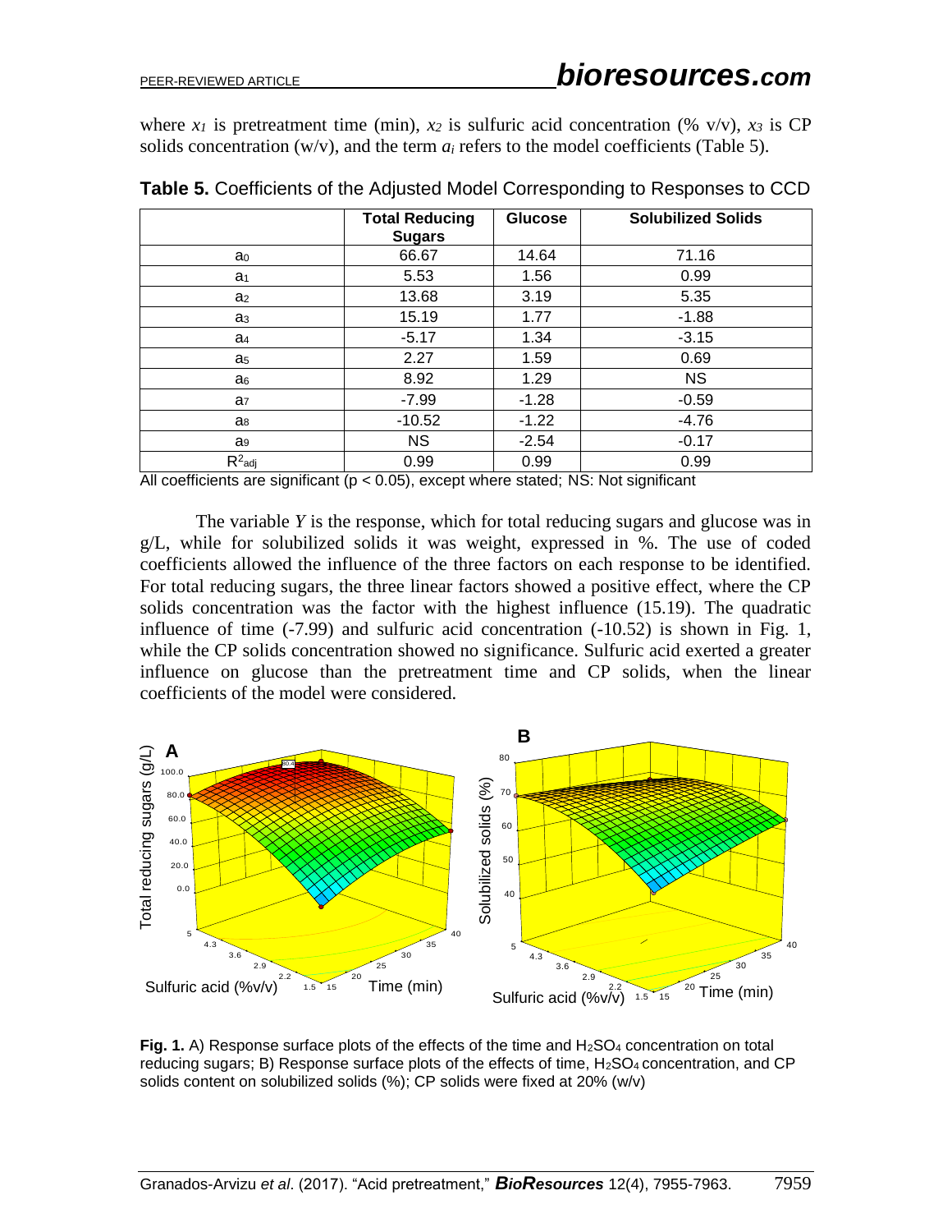where $x_1$ is pretreatment time (min), $x_2$ is sulfuric acid concentration (% v/v), $x_3$ is CP solids concentration (w/v), and the term $a_i$ refers to the model coefficients (Table 5).

**Table 5.** Coefficients of the Adjusted Model Corresponding to Responses to CCD

| | Total Reducing Sugars | Glucose | Solubilized Solids |
|---|---|---|---|
| $a_0$ | 66.67 | 14.64 | 71.16 |
| $a_1$ | 5.53 | 1.56 | 0.99 |
| $a_2$ | 13.68 | 3.19 | 5.35 |
| $a_3$ | 15.19 | 1.77 | -1.88 |
| $a_4$ | -5.17 | 1.34 | -3.15 |
| $a_5$ | 2.27 | 1.59 | 0.69 |
| $a_6$ | 8.92 | 1.29 | NS |
| $a_7$ | -7.99 | -1.28 | -0.59 |
| $a_8$ | -10.52 | -1.22 | -4.76 |
| $a_9$ | NS | -2.54 | -0.17 |
| $R^2_{adj}$ | 0.99 | 0.99 | 0.99 |

All coefficients are significant ($p < 0.05$), except where stated; NS: Not significant

The variable *Y* is the response, which for total reducing sugars and glucose was in g/L, while for solubilized solids it was weight, expressed in %. The use of coded coefficients allowed the influence of the three factors on each response to be identified. For total reducing sugars, the three linear factors showed a positive effect, where the CP solids concentration was the factor with the highest influence (15.19). The quadratic influence of time (-7.99) and sulfuric acid concentration (-10.52) is shown in Fig. 1, while the CP solids concentration showed no significance. Sulfuric acid exerted a greater influence on glucose than the pretreatment time and CP solids, when the linear coefficients of the model were considered.

**Fig. 1.** A) Response surface plots of the effects of the time and $H_2SO_4$ concentration on total reducing sugars; B) Response surface plots of the effects of time, $H_2SO_4$ concentration, and CP solids content on solubilized solids (%); CP solids were fixed at 20% (w/v)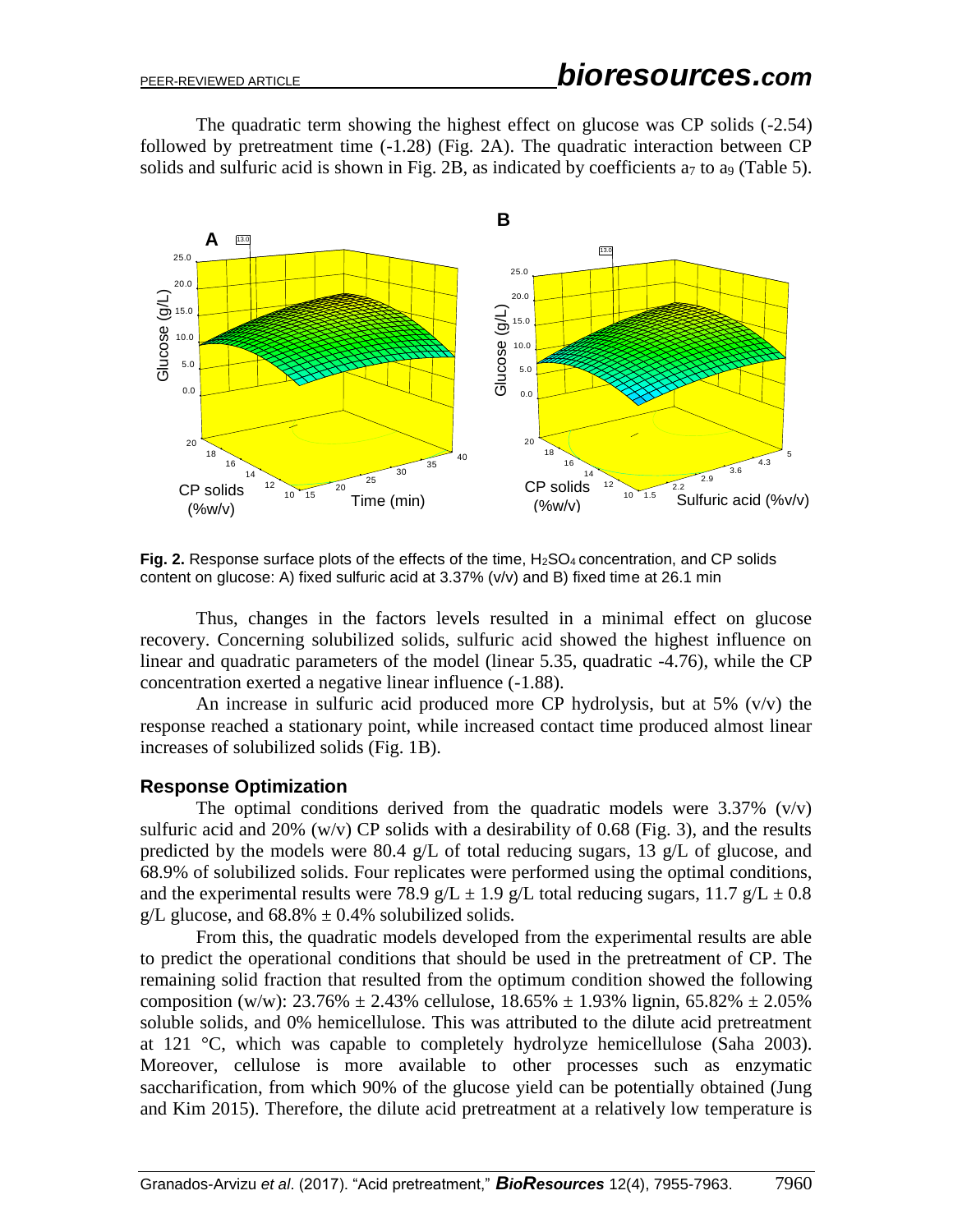The quadratic term showing the highest effect on glucose was CP solids (-2.54) followed by pretreatment time (-1.28) (Fig. 2A). The quadratic interaction between CP solids and sulfuric acid is shown in Fig. 2B, as indicated by coefficients $a_7$ to $a_9$ (Table 5).

**Fig. 2.** Response surface plots of the effects of the time, $H_2SO_4$ concentration, and CP solids content on glucose: A) fixed sulfuric acid at 3.37% (v/v) and B) fixed time at 26.1 min

Thus, changes in the factors levels resulted in a minimal effect on glucose recovery. Concerning solubilized solids, sulfuric acid showed the highest influence on linear and quadratic parameters of the model (linear 5.35, quadratic -4.76), while the CP concentration exerted a negative linear influence (-1.88).

An increase in sulfuric acid produced more CP hydrolysis, but at 5% (v/v) the response reached a stationary point, while increased contact time produced almost linear increases of solubilized solids (Fig. 1B).

### Response Optimization

The optimal conditions derived from the quadratic models were 3.37% (v/v) sulfuric acid and 20% (w/v) CP solids with a desirability of 0.68 (Fig. 3), and the results predicted by the models were 80.4 g/L of total reducing sugars, 13 g/L of glucose, and 68.9% of solubilized solids. Four replicates were performed using the optimal conditions, and the experimental results were 78.9 g/L ± 1.9 g/L total reducing sugars, 11.7 g/L ± 0.8 g/L glucose, and 68.8% ± 0.4% solubilized solids.

From this, the quadratic models developed from the experimental results are able to predict the operational conditions that should be used in the pretreatment of CP. The remaining solid fraction that resulted from the optimum condition showed the following composition (w/w): 23.76% ± 2.43% cellulose, 18.65% ± 1.93% lignin, 65.82% ± 2.05% soluble solids, and 0% hemicellulose. This was attributed to the dilute acid pretreatment at 121 °C, which was capable to completely hydrolyze hemicellulose (Saha 2003). Moreover, cellulose is more available to other processes such as enzymatic saccharification, from which 90% of the glucose yield can be potentially obtained (Jung and Kim 2015). Therefore, the dilute acid pretreatment at a relatively low temperature is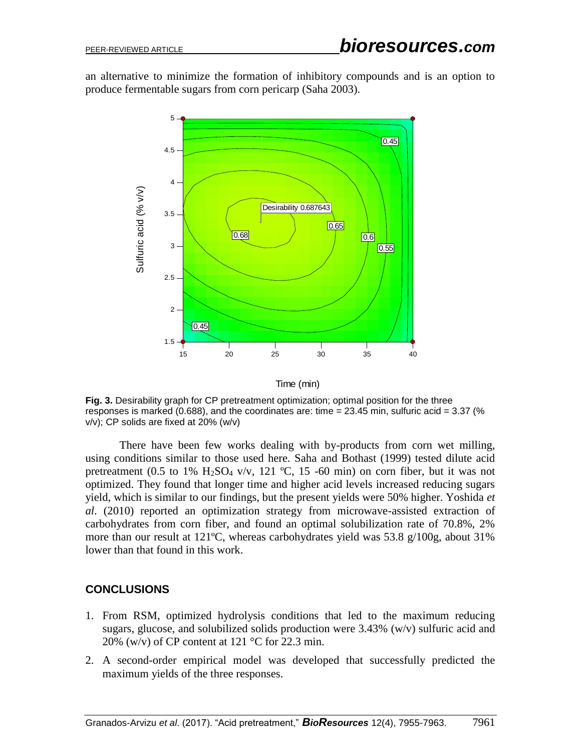an alternative to minimize the formation of inhibitory compounds and is an option to produce fermentable sugars from corn pericarp (Saha 2003).

**Fig. 3.** Desirability graph for CP pretreatment optimization; optimal position for the three responses is marked (0.688), and the coordinates are: time = 23.45 min, sulfuric acid = 3.37 (% v/v); CP solids are fixed at 20% (w/v)

There have been few works dealing with by-products from corn wet milling, using conditions similar to those used here. Saha and Bothast (1999) tested dilute acid pretreatment (0.5 to 1% $H_2SO_4$ v/v, 121 ºC, 15 -60 min) on corn fiber, but it was not optimized. They found that longer time and higher acid levels increased reducing sugars yield, which is similar to our findings, but the present yields were 50% higher. Yoshida *et al*. (2010) reported an optimization strategy from microwave-assisted extraction of carbohydrates from corn fiber, and found an optimal solubilization rate of 70.8%, 2% more than our result at 121ºC, whereas carbohydrates yield was 53.8 g/100g, about 31% lower than that found in this work.

## CONCLUSIONS

1. From RSM, optimized hydrolysis conditions that led to the maximum reducing sugars, glucose, and solubilized solids production were 3.43% (w/v) sulfuric acid and 20% (w/v) of CP content at 121 °C for 22.3 min.
2. A second-order empirical model was developed that successfully predicted the maximum yields of the three responses.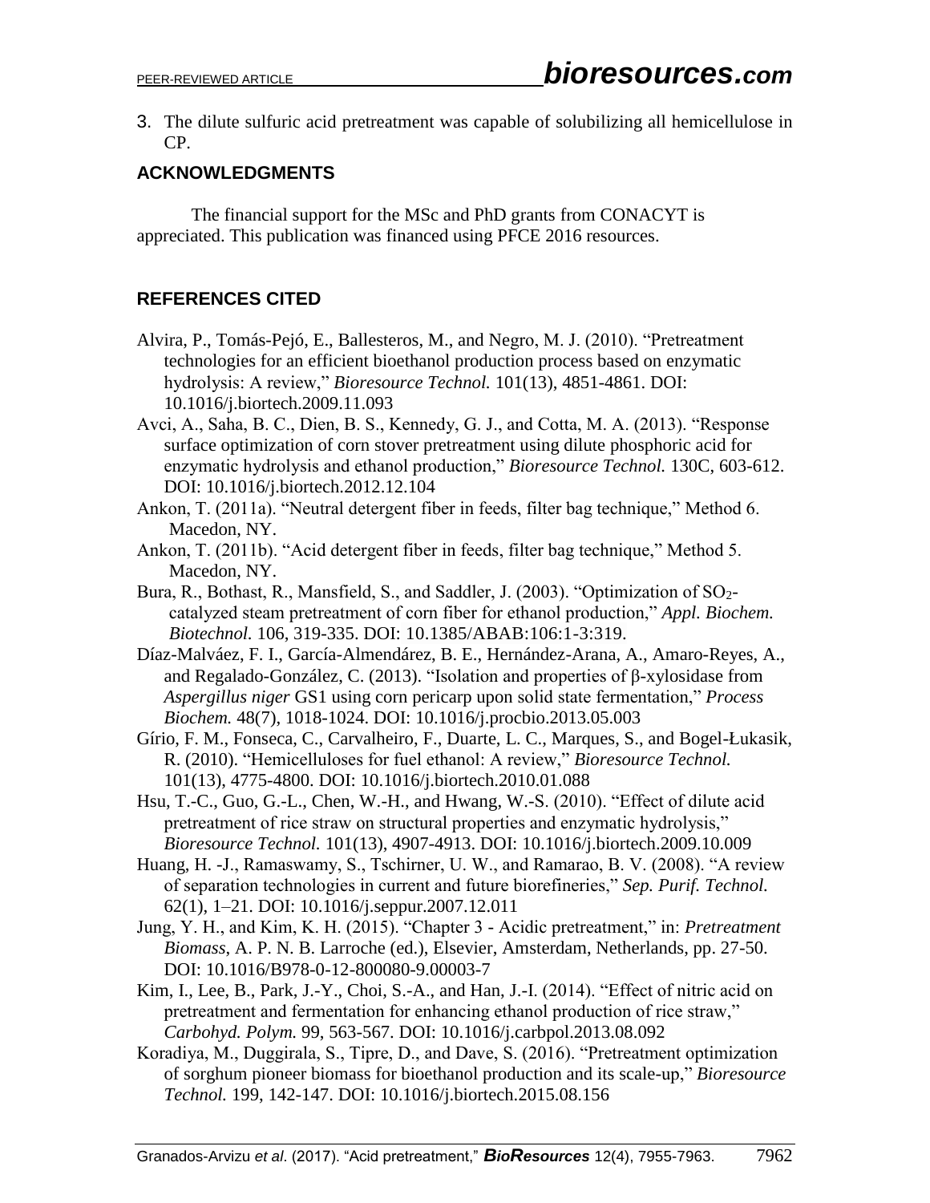3. The dilute sulfuric acid pretreatment was capable of solubilizing all hemicellulose in CP.

## ACKNOWLEDGMENTS

The financial support for the MSc and PhD grants from CONACYT is appreciated. This publication was financed using PFCE 2016 resources.

## REFERENCES CITED

Alvira, P., Tomás-Pejó, E., Ballesteros, M., and Negro, M. J. (2010). "Pretreatment technologies for an efficient bioethanol production process based on enzymatic hydrolysis: A review," *Bioresource Technol.* 101(13), 4851-4861. DOI: 10.1016/j.biortech.2009.11.093

Avci, A., Saha, B. C., Dien, B. S., Kennedy, G. J., and Cotta, M. A. (2013). "Response surface optimization of corn stover pretreatment using dilute phosphoric acid for enzymatic hydrolysis and ethanol production," *Bioresource Technol.* 130C, 603-612. DOI: 10.1016/j.biortech.2012.12.104

Ankon, T. (2011a). "Neutral detergent fiber in feeds, filter bag technique," Method 6. Macedon, NY.

Ankon, T. (2011b). "Acid detergent fiber in feeds, filter bag technique," Method 5. Macedon, NY.

Bura, R., Bothast, R., Mansfield, S., and Saddler, J. (2003). "Optimization of $SO_2$-catalyzed steam pretreatment of corn fiber for ethanol production," *Appl. Biochem. Biotechnol.* 106, 319-335. DOI: 10.1385/ABAB:106:1-3:319.

Díaz-Malváez, F. I., García-Almendárez, B. E., Hernández-Arana, A., Amaro-Reyes, A., and Regalado-González, C. (2013). "Isolation and properties of β-xylosidase from *Aspergillus niger* GS1 using corn pericarp upon solid state fermentation," *Process Biochem.* 48(7), 1018-1024. DOI: 10.1016/j.procbio.2013.05.003

Gírio, F. M., Fonseca, C., Carvalheiro, F., Duarte, L. C., Marques, S., and Bogel-Łukasik, R. (2010). "Hemicelluloses for fuel ethanol: A review," *Bioresource Technol.* 101(13), 4775-4800. DOI: 10.1016/j.biortech.2010.01.088

Hsu, T.-C., Guo, G.-L., Chen, W.-H., and Hwang, W.-S. (2010). "Effect of dilute acid pretreatment of rice straw on structural properties and enzymatic hydrolysis," *Bioresource Technol.* 101(13), 4907-4913. DOI: 10.1016/j.biortech.2009.10.009

Huang, H. -J., Ramaswamy, S., Tschirner, U. W., and Ramarao, B. V. (2008). "A review of separation technologies in current and future biorefineries," *Sep. Purif. Technol.* 62(1), 1–21. DOI: 10.1016/j.seppur.2007.12.011

Jung, Y. H., and Kim, K. H. (2015). "Chapter 3 - Acidic pretreatment," in: *Pretreatment Biomass*, A. P. N. B. Larroche (ed.), Elsevier, Amsterdam, Netherlands, pp. 27-50. DOI: 10.1016/B978-0-12-800080-9.00003-7

Kim, I., Lee, B., Park, J.-Y., Choi, S.-A., and Han, J.-I. (2014). "Effect of nitric acid on pretreatment and fermentation for enhancing ethanol production of rice straw," *Carbohyd. Polym.* 99, 563-567. DOI: 10.1016/j.carbpol.2013.08.092

Koradiya, M., Duggirala, S., Tipre, D., and Dave, S. (2016). "Pretreatment optimization of sorghum pioneer biomass for bioethanol production and its scale-up," *Bioresource Technol.* 199, 142-147. DOI: 10.1016/j.biortech.2015.08.156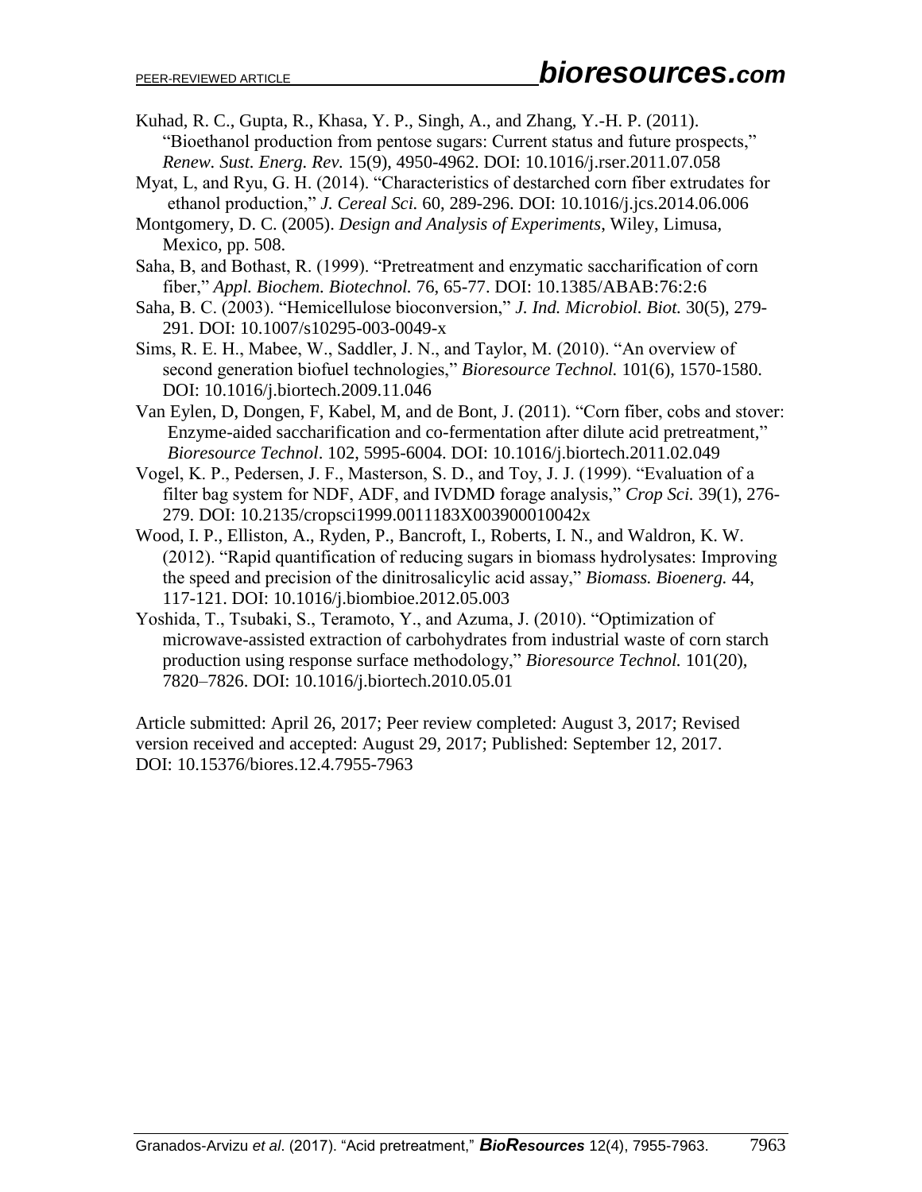Kuhad, R. C., Gupta, R., Khasa, Y. P., Singh, A., and Zhang, Y.-H. P. (2011). "Bioethanol production from pentose sugars: Current status and future prospects," *Renew. Sust. Energ. Rev.* 15(9), 4950-4962. DOI: 10.1016/j.rser.2011.07.058

Myat, L, and Ryu, G. H. (2014). "Characteristics of destarched corn fiber extrudates for ethanol production," *J. Cereal Sci.* 60, 289-296. DOI: 10.1016/j.jcs.2014.06.006

Montgomery, D. C. (2005). *Design and Analysis of Experiments*, Wiley, Limusa, Mexico, pp. 508.

Saha, B, and Bothast, R. (1999). "Pretreatment and enzymatic saccharification of corn fiber," *Appl. Biochem. Biotechnol.* 76, 65-77. DOI: 10.1385/ABAB:76:2:6

Saha, B. C. (2003). "Hemicellulose bioconversion," *J. Ind. Microbiol. Biot.* 30(5), 279-291. DOI: 10.1007/s10295-003-0049-x

Sims, R. E. H., Mabee, W., Saddler, J. N., and Taylor, M. (2010). "An overview of second generation biofuel technologies," *Bioresource Technol.* 101(6), 1570-1580. DOI: 10.1016/j.biortech.2009.11.046

Van Eylen, D, Dongen, F, Kabel, M, and de Bont, J. (2011). "Corn fiber, cobs and stover: Enzyme-aided saccharification and co-fermentation after dilute acid pretreatment," *Bioresource Technol*. 102, 5995-6004. DOI: 10.1016/j.biortech.2011.02.049

Vogel, K. P., Pedersen, J. F., Masterson, S. D., and Toy, J. J. (1999). "Evaluation of a filter bag system for NDF, ADF, and IVDMD forage analysis," *Crop Sci.* 39(1), 276-279. DOI: 10.2135/cropsci1999.0011183X003900010042x

Wood, I. P., Elliston, A., Ryden, P., Bancroft, I., Roberts, I. N., and Waldron, K. W. (2012). "Rapid quantification of reducing sugars in biomass hydrolysates: Improving the speed and precision of the dinitrosalicylic acid assay," *Biomass. Bioenerg.* 44, 117-121. DOI: 10.1016/j.biombioe.2012.05.003

Yoshida, T., Tsubaki, S., Teramoto, Y., and Azuma, J. (2010). "Optimization of microwave-assisted extraction of carbohydrates from industrial waste of corn starch production using response surface methodology," *Bioresource Technol.* 101(20), 7820–7826. DOI: 10.1016/j.biortech.2010.05.01

Article submitted: April 26, 2017; Peer review completed: August 3, 2017; Revised version received and accepted: August 29, 2017; Published: September 12, 2017.
DOI: 10.15376/biores.12.4.7955-7963